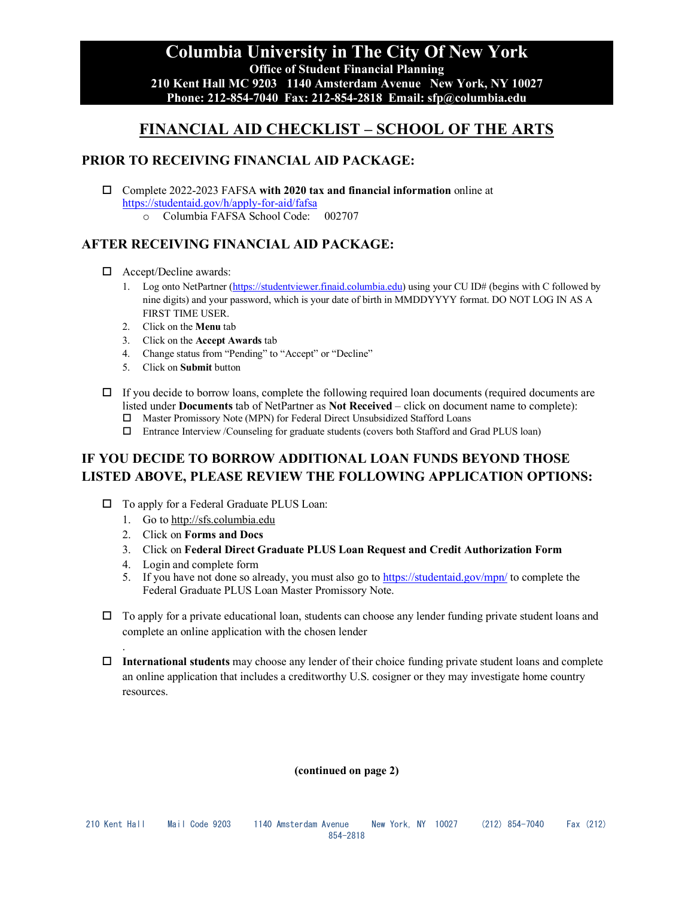# Columbia University in The City Of New York

**Office of Student Financial Planning**
**210 Kent Hall MC 9203 1140 Amsterdam Avenue New York, NY 10027**
**Phone: 212-854-7040 Fax: 212-854-2818 Email: sfp@columbia.edu**

## FINANCIAL AID CHECKLIST – SCHOOL OF THE ARTS

### PRIOR TO RECEIVING FINANCIAL AID PACKAGE:

- ☐ Complete 2022-2023 FAFSA **with 2020 tax and financial information** online at https://studentaid.gov/h/apply-for-aid/fafsa
  - Columbia FAFSA School Code: 002707

### AFTER RECEIVING FINANCIAL AID PACKAGE:

- ☐ Accept/Decline awards:
  1. Log onto NetPartner (https://studentviewer.finaid.columbia.edu) using your CU ID# (begins with C followed by nine digits) and your password, which is your date of birth in MMDDYYYY format. DO NOT LOG IN AS A FIRST TIME USER.
  2. Click on the **Menu** tab
  3. Click on the **Accept Awards** tab
  4. Change status from "Pending" to "Accept" or "Decline"
  5. Click on **Submit** button

- ☐ If you decide to borrow loans, complete the following required loan documents (required documents are listed under **Documents** tab of NetPartner as **Not Received** – click on document name to complete):
  - ☐ Master Promissory Note (MPN) for Federal Direct Unsubsidized Stafford Loans
  - ☐ Entrance Interview /Counseling for graduate students (covers both Stafford and Grad PLUS loan)

### IF YOU DECIDE TO BORROW ADDITIONAL LOAN FUNDS BEYOND THOSE LISTED ABOVE, PLEASE REVIEW THE FOLLOWING APPLICATION OPTIONS:

- ☐ To apply for a Federal Graduate PLUS Loan:
  1. Go to http://sfs.columbia.edu
  2. Click on **Forms and Docs**
  3. Click on **Federal Direct Graduate PLUS Loan Request and Credit Authorization Form**
  4. Login and complete form
  5. If you have not done so already, you must also go to https://studentaid.gov/mpn/ to complete the Federal Graduate PLUS Loan Master Promissory Note.

- ☐ To apply for a private educational loan, students can choose any lender funding private student loans and complete an online application with the chosen lender

- ☐ **International students** may choose any lender of their choice funding private student loans and complete an online application that includes a creditworthy U.S. cosigner or they may investigate home country resources.

**(continued on page 2)**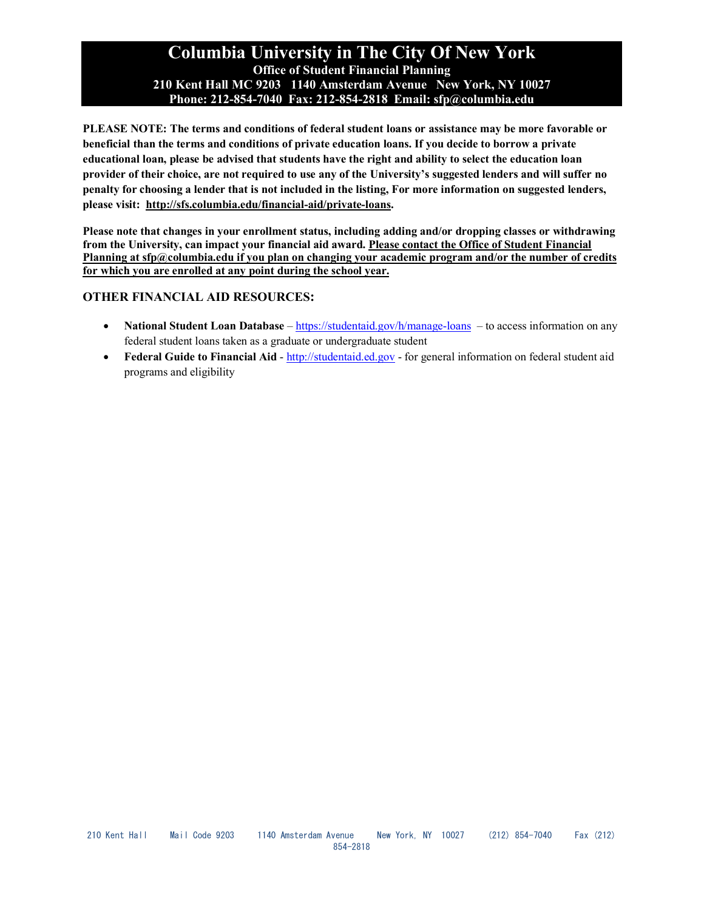**PLEASE NOTE: The terms and conditions of federal student loans or assistance may be more favorable or beneficial than the terms and conditions of private education loans. If you decide to borrow a private educational loan, please be advised that students have the right and ability to select the education loan provider of their choice, are not required to use any of the University's suggested lenders and will suffer no penalty for choosing a lender that is not included in the listing, For more information on suggested lenders, please visit: http://sfs.columbia.edu/financial-aid/private-loans.**

**Please note that changes in your enrollment status, including adding and/or dropping classes or withdrawing from the University, can impact your financial aid award. Please contact the Office of Student Financial Planning at sfp@columbia.edu if you plan on changing your academic program and/or the number of credits for which you are enrolled at any point during the school year.**

## OTHER FINANCIAL AID RESOURCES:

- **National Student Loan Database** – https://studentaid.gov/h/manage-loans – to access information on any federal student loans taken as a graduate or undergraduate student
- **Federal Guide to Financial Aid** - http://studentaid.ed.gov - for general information on federal student aid programs and eligibility